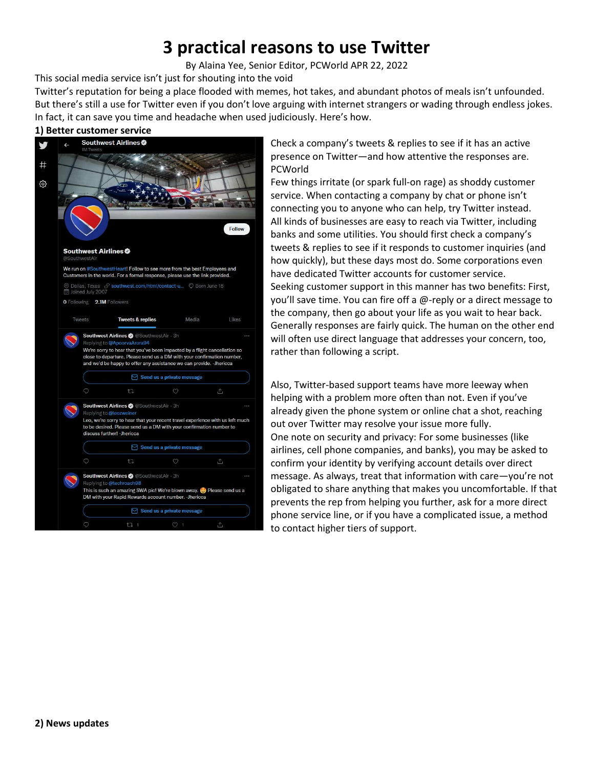# 3 practical reasons to use Twitter

By Alaina Yee, Senior Editor, PCWorld APR 22, 2022

This social media service isn't just for shouting into the void

Twitter's reputation for being a place flooded with memes, hot takes, and abundant photos of meals isn't unfounded. But there's still a use for Twitter even if you don't love arguing with internet strangers or wading through endless jokes. In fact, it can save you time and headache when used judiciously. Here's how.

## 1) Better customer service

Check a company's tweets & replies to see if it has an active presence on Twitter—and how attentive the responses are. PCWorld

Few things irritate (or spark full-on rage) as shoddy customer service. When contacting a company by chat or phone isn't connecting you to anyone who can help, try Twitter instead. All kinds of businesses are easy to reach via Twitter, including banks and some utilities. You should first check a company's tweets & replies to see if it responds to customer inquiries (and how quickly), but these days most do. Some corporations even have dedicated Twitter accounts for customer service.

Seeking customer support in this manner has two benefits: First, you'll save time. You can fire off a @-reply or a direct message to the company, then go about your life as you wait to hear back. Generally responses are fairly quick. The human on the other end will often use direct language that addresses your concern, too, rather than following a script.

Also, Twitter-based support teams have more leeway when helping with a problem more often than not. Even if you've already given the phone system or online chat a shot, reaching out over Twitter may resolve your issue more fully.

One note on security and privacy: For some businesses (like airlines, cell phone companies, and banks), you may be asked to confirm your identity by verifying account details over direct message. As always, treat that information with care—you're not obligated to share anything that makes you uncomfortable. If that prevents the rep from helping you further, ask for a more direct phone service line, or if you have a complicated issue, a method to contact higher tiers of support.

## 2) News updates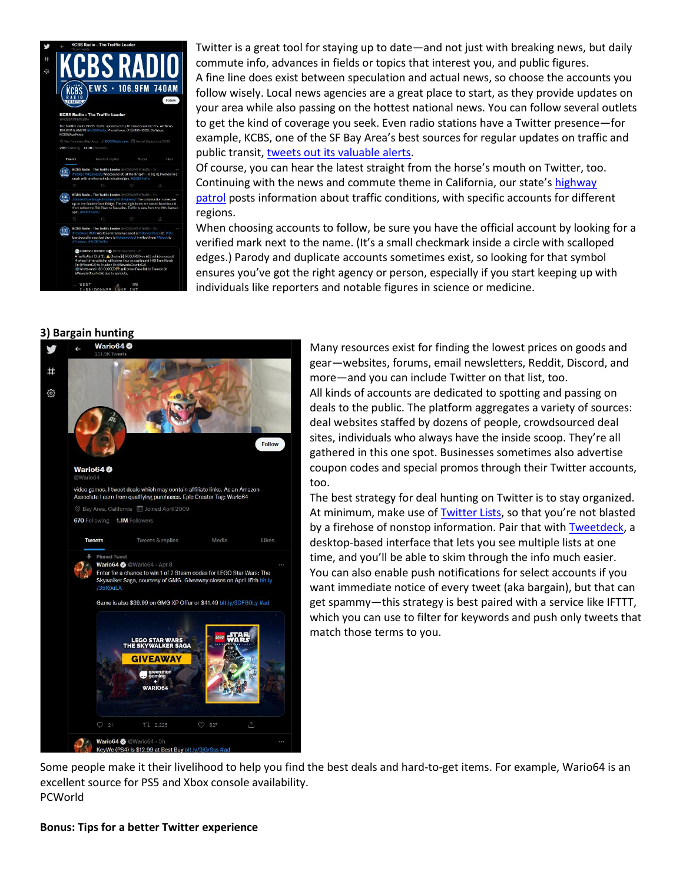Twitter is a great tool for staying up to date—and not just with breaking news, but daily commute info, advances in fields or topics that interest you, and public figures.

A fine line does exist between speculation and actual news, so choose the accounts you follow wisely. Local news agencies are a great place to start, as they provide updates on your area while also passing on the hottest national news. You can follow several outlets to get the kind of coverage you seek. Even radio stations have a Twitter presence—for example, KCBS, one of the SF Bay Area's best sources for regular updates on traffic and public transit, tweets out its valuable alerts.

Of course, you can hear the latest straight from the horse's mouth on Twitter, too. Continuing with the news and commute theme in California, our state's highway patrol posts information about traffic conditions, with specific accounts for different regions.

When choosing accounts to follow, be sure you have the official account by looking for a verified mark next to the name. (It's a small checkmark inside a circle with scalloped edges.) Parody and duplicate accounts sometimes exist, so looking for that symbol ensures you've got the right agency or person, especially if you start keeping up with individuals like reporters and notable figures in science or medicine.

**3) Bargain hunting**

Many resources exist for finding the lowest prices on goods and gear—websites, forums, email newsletters, Reddit, Discord, and more—and you can include Twitter on that list, too.

All kinds of accounts are dedicated to spotting and passing on deals to the public. The platform aggregates a variety of sources: deal websites staffed by dozens of people, crowdsourced deal sites, individuals who always have the inside scoop. They're all gathered in this one spot. Businesses sometimes also advertise coupon codes and special promos through their Twitter accounts, too.

The best strategy for deal hunting on Twitter is to stay organized. At minimum, make use of Twitter Lists, so that you're not blasted by a firehose of nonstop information. Pair that with Tweetdeck, a desktop-based interface that lets you see multiple lists at one time, and you'll be able to skim through the info much easier.

You can also enable push notifications for select accounts if you want immediate notice of every tweet (aka bargain), but that can get spammy—this strategy is best paired with a service like IFTTT, which you can use to filter for keywords and push only tweets that match those terms to you.

Some people make it their livelihood to help you find the best deals and hard-to-get items. For example, Wario64 is an excellent source for PS5 and Xbox console availability.

PCWorld

**Bonus: Tips for a better Twitter experience**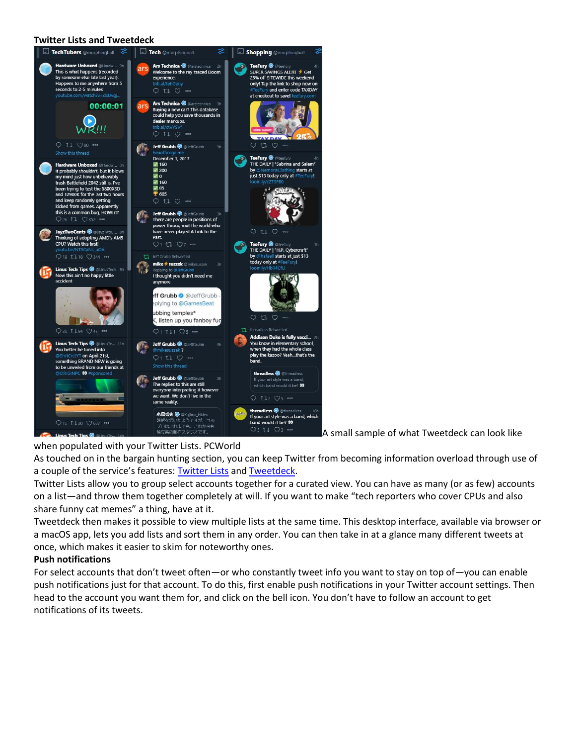**Twitter Lists and Tweetdeck**

A small sample of what Tweetdeck can look like when populated with your Twitter Lists. PCWorld

As touched on in the bargain hunting section, you can keep Twitter from becoming information overload through use of a couple of the service's features: Twitter Lists and Tweetdeck.

Twitter Lists allow you to group select accounts together for a curated view. You can have as many (or as few) accounts on a list—and throw them together completely at will. If you want to make "tech reporters who cover CPUs and also share funny cat memes" a thing, have at it.

Tweetdeck then makes it possible to view multiple lists at the same time. This desktop interface, available via browser or a macOS app, lets you add lists and sort them in any order. You can then take in at a glance many different tweets at once, which makes it easier to skim for noteworthy ones.

**Push notifications**

For select accounts that don't tweet often—or who constantly tweet info you want to stay on top of—you can enable push notifications just for that account. To do this, first enable push notifications in your Twitter account settings. Then head to the account you want them for, and click on the bell icon. You don't have to follow an account to get notifications of its tweets.